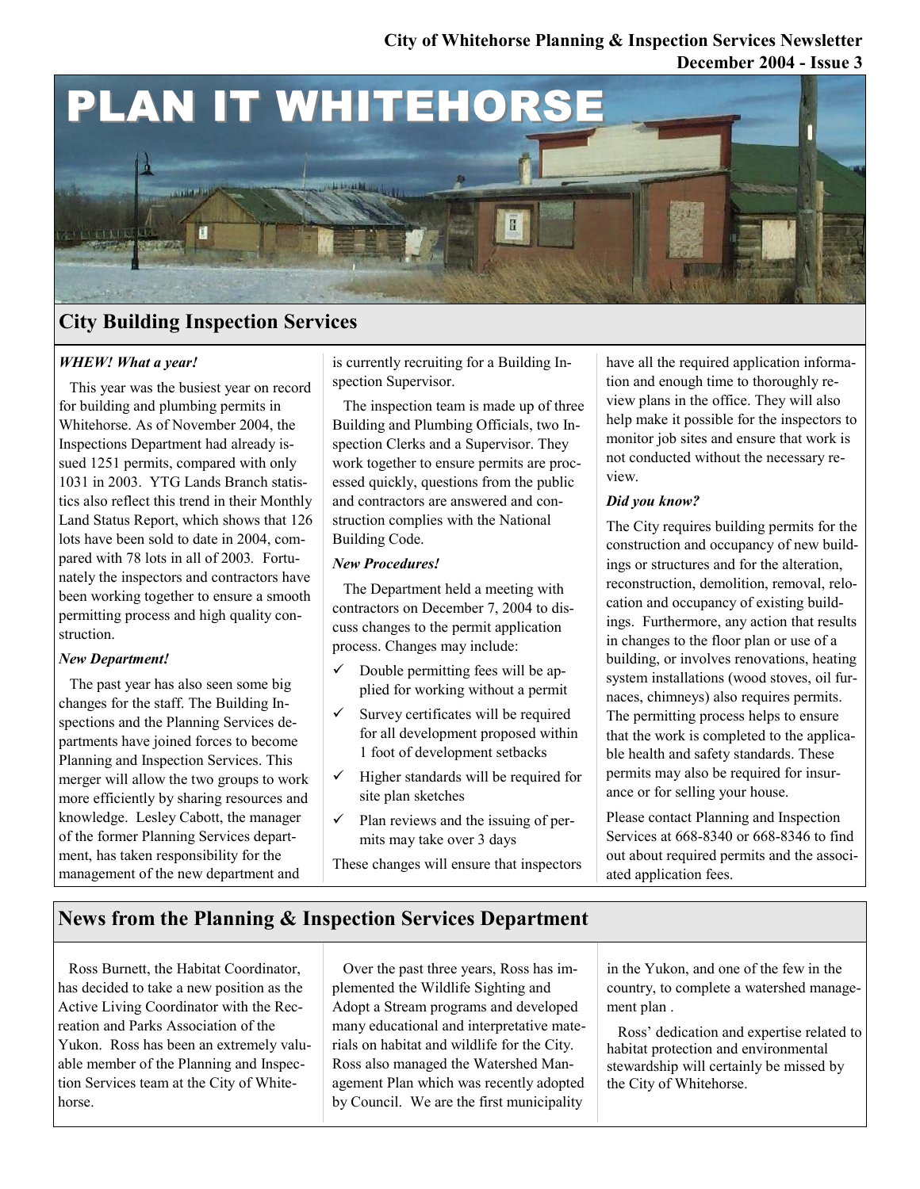City of Whitehorse Planning & Inspection Services Newsletter
December 2004 - Issue 3

# PLAN IT WHITEHORSE

## City Building Inspection Services

***WHEW! What a year!***

This year was the busiest year on record for building and plumbing permits in Whitehorse. As of November 2004, the Inspections Department had already issued 1251 permits, compared with only 1031 in 2003. YTG Lands Branch statistics also reflect this trend in their Monthly Land Status Report, which shows that 126 lots have been sold to date in 2004, compared with 78 lots in all of 2003. Fortunately the inspectors and contractors have been working together to ensure a smooth permitting process and high quality construction.

***New Department!***

The past year has also seen some big changes for the staff. The Building Inspections and the Planning Services departments have joined forces to become Planning and Inspection Services. This merger will allow the two groups to work more efficiently by sharing resources and knowledge. Lesley Cabott, the manager of the former Planning Services department, has taken responsibility for the management of the new department and is currently recruiting for a Building Inspection Supervisor.

The inspection team is made up of three Building and Plumbing Officials, two Inspection Clerks and a Supervisor. They work together to ensure permits are processed quickly, questions from the public and contractors are answered and construction complies with the National Building Code.

***New Procedures!***

The Department held a meeting with contractors on December 7, 2004 to discuss changes to the permit application process. Changes may include:

- ✓ Double permitting fees will be applied for working without a permit
- ✓ Survey certificates will be required for all development proposed within 1 foot of development setbacks
- ✓ Higher standards will be required for site plan sketches
- ✓ Plan reviews and the issuing of permits may take over 3 days

These changes will ensure that inspectors have all the required application information and enough time to thoroughly review plans in the office. They will also help make it possible for the inspectors to monitor job sites and ensure that work is not conducted without the necessary review.

***Did you know?***

The City requires building permits for the construction and occupancy of new buildings or structures and for the alteration, reconstruction, demolition, removal, relocation and occupancy of existing buildings. Furthermore, any action that results in changes to the floor plan or use of a building, or involves renovations, heating system installations (wood stoves, oil furnaces, chimneys) also requires permits. The permitting process helps to ensure that the work is completed to the applicable health and safety standards. These permits may also be required for insurance or for selling your house.

Please contact Planning and Inspection Services at 668-8340 or 668-8346 to find out about required permits and the associated application fees.

## News from the Planning & Inspection Services Department

Ross Burnett, the Habitat Coordinator, has decided to take a new position as the Active Living Coordinator with the Recreation and Parks Association of the Yukon. Ross has been an extremely valuable member of the Planning and Inspection Services team at the City of Whitehorse.

Over the past three years, Ross has implemented the Wildlife Sighting and Adopt a Stream programs and developed many educational and interpretative materials on habitat and wildlife for the City. Ross also managed the Watershed Management Plan which was recently adopted by Council. We are the first municipality in the Yukon, and one of the few in the country, to complete a watershed management plan .

Ross' dedication and expertise related to habitat protection and environmental stewardship will certainly be missed by the City of Whitehorse.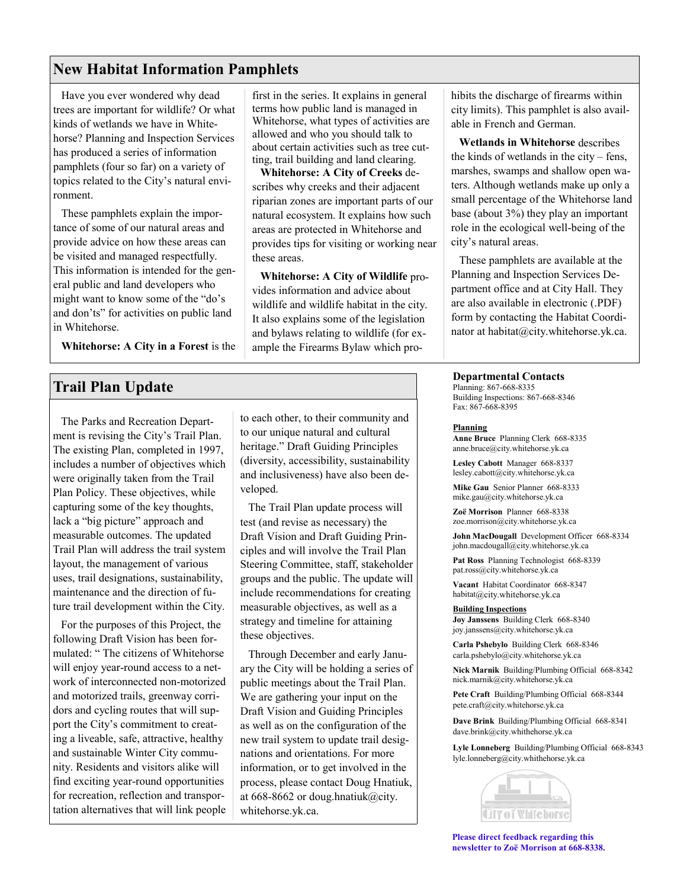## New Habitat Information Pamphlets

Have you ever wondered why dead trees are important for wildlife? Or what kinds of wetlands we have in Whitehorse? Planning and Inspection Services has produced a series of information pamphlets (four so far) on a variety of topics related to the City's natural environment.

These pamphlets explain the importance of some of our natural areas and provide advice on how these areas can be visited and managed respectfully. This information is intended for the general public and land developers who might want to know some of the "do's and don'ts" for activities on public land in Whitehorse.

**Whitehorse: A City in a Forest** is the first in the series. It explains in general terms how public land is managed in Whitehorse, what types of activities are allowed and who you should talk to about certain activities such as tree cutting, trail building and land clearing.

**Whitehorse: A City of Creeks** describes why creeks and their adjacent riparian zones are important parts of our natural ecosystem. It explains how such areas are protected in Whitehorse and provides tips for visiting or working near these areas.

**Whitehorse: A City of Wildlife** provides information and advice about wildlife and wildlife habitat in the city. It also explains some of the legislation and bylaws relating to wildlife (for example the Firearms Bylaw which prohibits the discharge of firearms within city limits). This pamphlet is also available in French and German.

**Wetlands in Whitehorse** describes the kinds of wetlands in the city – fens, marshes, swamps and shallow open waters. Although wetlands make up only a small percentage of the Whitehorse land base (about 3%) they play an important role in the ecological well-being of the city's natural areas.

These pamphlets are available at the Planning and Inspection Services Department office and at City Hall. They are also available in electronic (.PDF) form by contacting the Habitat Coordinator at habitat@city.whitehorse.yk.ca.

## Trail Plan Update

The Parks and Recreation Department is revising the City's Trail Plan. The existing Plan, completed in 1997, includes a number of objectives which were originally taken from the Trail Plan Policy. These objectives, while capturing some of the key thoughts, lack a "big picture" approach and measurable outcomes. The updated Trail Plan will address the trail system layout, the management of various uses, trail designations, sustainability, maintenance and the direction of future trail development within the City.

For the purposes of this Project, the following Draft Vision has been formulated: " The citizens of Whitehorse will enjoy year-round access to a network of interconnected non-motorized and motorized trails, greenway corridors and cycling routes that will support the City's commitment to creating a liveable, safe, attractive, healthy and sustainable Winter City community. Residents and visitors alike will find exciting year-round opportunities for recreation, reflection and transportation alternatives that will link people to each other, to their community and to our unique natural and cultural heritage." Draft Guiding Principles (diversity, accessibility, sustainability and inclusiveness) have also been developed.

The Trail Plan update process will test (and revise as necessary) the Draft Vision and Draft Guiding Principles and will involve the Trail Plan Steering Committee, staff, stakeholder groups and the public. The update will include recommendations for creating measurable objectives, as well as a strategy and timeline for attaining these objectives.

Through December and early January the City will be holding a series of public meetings about the Trail Plan. We are gathering your input on the Draft Vision and Guiding Principles as well as on the configuration of the new trail system to update trail designations and orientations. For more information, or to get involved in the process, please contact Doug Hnatiuk, at 668-8662 or doug.hnatiuk@city.whitehorse.yk.ca.

### Departmental Contacts

Planning: 867-668-8335
Building Inspections: 867-668-8346
Fax: 867-668-8395

**Planning**

**Anne Bruce** Planning Clerk 668-8335
anne.bruce@city.whitehorse.yk.ca

**Lesley Cabott** Manager 668-8337
lesley.cabott@city.whitehorse.yk.ca

**Mike Gau** Senior Planner 668-8333
mike.gau@city.whitehorse.yk.ca

**Zoë Morrison** Planner 668-8338
zoe.morrison@city.whitehorse.yk.ca

**John MacDougall** Development Officer 668-8334
john.macdougall@city.whitehorse.yk.ca

**Pat Ross** Planning Technologist 668-8339
pat.ross@city.whitehorse.yk.ca

**Vacant** Habitat Coordinator 668-8347
habitat@city.whitehorse.yk.ca

**Building Inspections**

**Joy Janssens** Building Clerk 668-8340
joy.janssens@city.whitehorse.yk.ca

**Carla Pshebylo** Building Clerk 668-8346
carla.pshebylo@city.whitehorse.yk.ca

**Nick Marnik** Building/Plumbing Official 668-8342
nick.marnik@city.whitehorse.yk.ca

**Pete Craft** Building/Plumbing Official 668-8344
pete.craft@city.whitehorse.yk.ca

**Dave Brink** Building/Plumbing Official 668-8341
dave.brink@city.whithehorse.yk.ca

**Lyle Lonneberg** Building/Plumbing Official 668-8343
lyle.lonneberg@city.whithehorse.yk.ca

City of Whitehorse

**Please direct feedback regarding this newsletter to Zoë Morrison at 668-8338.**